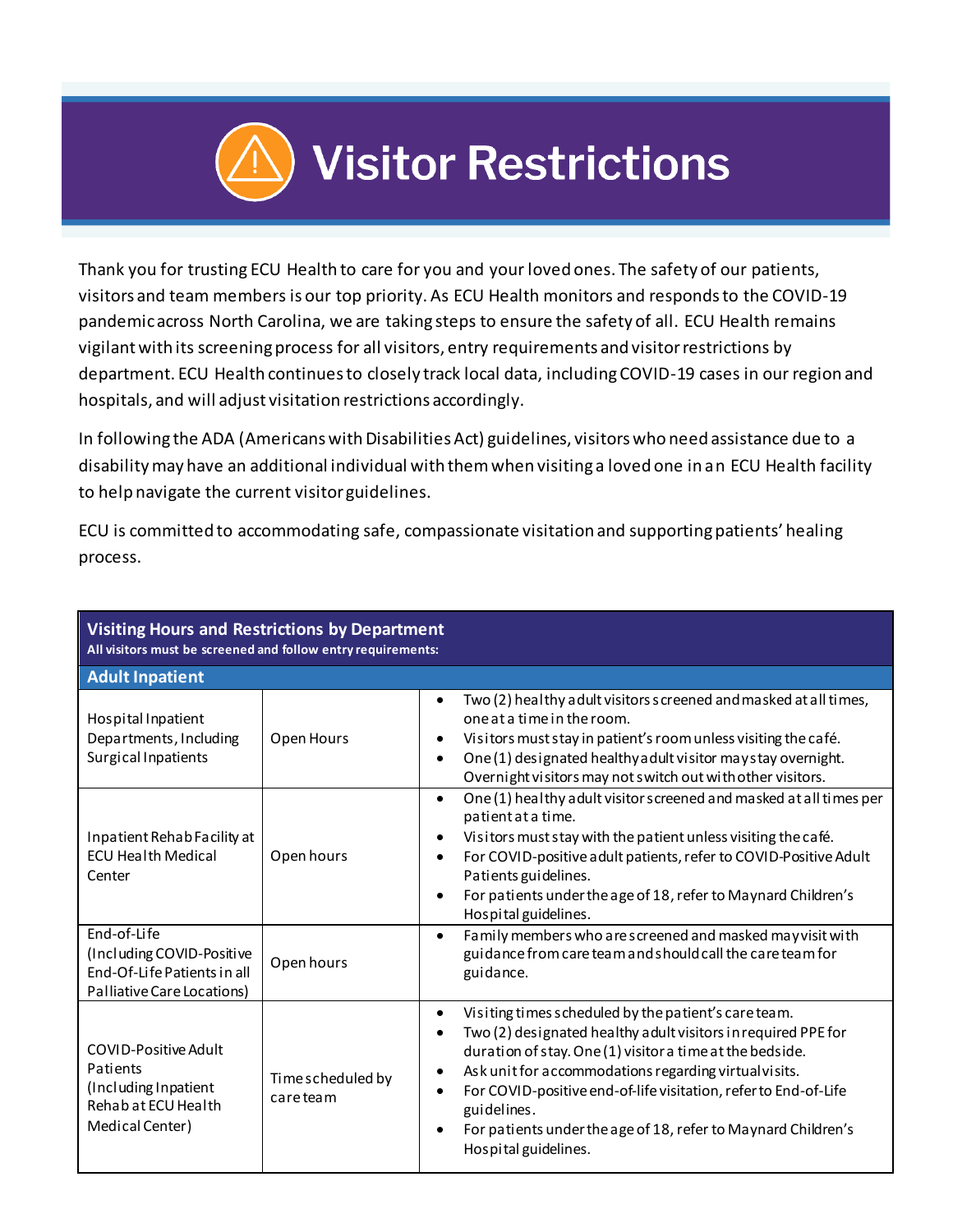# Visitor Restrictions

Thank you for trusting ECU Health to care for you and your loved ones. The safety of our patients, visitors and team members is our top priority. As ECU Health monitors and responds to the COVID-19 pandemic across North Carolina, we are taking steps to ensure the safety of all. ECU Health remains vigilant with its screening process for all visitors, entry requirements and visitor restrictions by department. ECU Health continues to closely track local data, including COVID-19 cases in our region and hospitals, and will adjust visitation restrictions accordingly.

In following the ADA (Americans with Disabilities Act) guidelines, visitors who need assistance due to a disability may have an additional individual with them when visiting a loved one in an ECU Health facility to help navigate the current visitor guidelines.

ECU is committed to accommodating safe, compassionate visitation and supporting patients' healing process.

| **Visiting Hours and Restrictions by Department** All visitors must be screened and follow entry requirements: | | |
|---|---|---|
| **Adult Inpatient** | | |
| Hospital Inpatient Departments, Including Surgical Inpatients | Open Hours | • Two (2) healthy adult visitors screened and masked at all times, one at a time in the room.<br>• Visitors must stay in patient's room unless visiting the café.<br>• One (1) designated healthy adult visitor may stay overnight. Overnight visitors may not switch out with other visitors. |
| Inpatient Rehab Facility at ECU Health Medical Center | Open hours | • One (1) healthy adult visitor screened and masked at all times per patient at a time.<br>• Visitors must stay with the patient unless visiting the café.<br>• For COVID-positive adult patients, refer to COVID-Positive Adult Patients guidelines.<br>• For patients under the age of 18, refer to Maynard Children's Hospital guidelines. |
| End-of-Life (Including COVID-Positive End-Of-Life Patients in all Palliative Care Locations) | Open hours | • Family members who are screened and masked may visit with guidance from care team and should call the care team for guidance. |
| COVID-Positive Adult Patients (Including Inpatient Rehab at ECU Health Medical Center) | Time scheduled by care team | • Visiting times scheduled by the patient's care team.<br>• Two (2) designated healthy adult visitors in required PPE for duration of stay. One (1) visitor a time at the bedside.<br>• Ask unit for accommodations regarding virtual visits.<br>• For COVID-positive end-of-life visitation, refer to End-of-Life guidelines.<br>• For patients under the age of 18, refer to Maynard Children's Hospital guidelines. |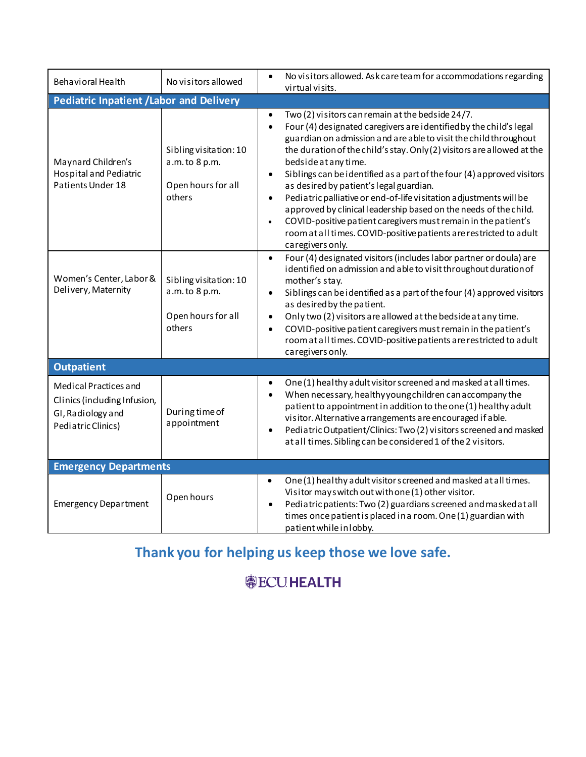| | | |
|---|---|---|
| Behavioral Health | No visitors allowed | • No visitors allowed. Ask care team for accommodations regarding virtual visits. |
| **Pediatric Inpatient /Labor and Delivery** | | |
| Maynard Children's Hospital and Pediatric Patients Under 18 | Sibling visitation: 10 a.m. to 8 p.m.<br><br>Open hours for all others | • Two (2) visitors can remain at the bedside 24/7.<br>• Four (4) designated caregivers are identified by the child's legal guardian on admission and are able to visit the child throughout the duration of the child's stay. Only (2) visitors are allowed at the bedside at any time.<br>• Siblings can be identified as a part of the four (4) approved visitors as desired by patient's legal guardian.<br>• Pediatric palliative or end-of-life visitation adjustments will be approved by clinical leadership based on the needs of the child.<br>• COVID-positive patient caregivers must remain in the patient's room at all times. COVID-positive patients are restricted to adult caregivers only. |
| Women's Center, Labor & Delivery, Maternity | Sibling visitation: 10 a.m. to 8 p.m.<br><br>Open hours for all others | • Four (4) designated visitors (includes labor partner or doula) are identified on admission and able to visit throughout duration of mother's stay.<br>• Siblings can be identified as a part of the four (4) approved visitors as desired by the patient.<br>• Only two (2) visitors are allowed at the bedside at any time.<br>• COVID-positive patient caregivers must remain in the patient's room at all times. COVID-positive patients are restricted to adult caregivers only. |
| **Outpatient** | | |
| Medical Practices and Clinics (including Infusion, GI, Radiology and Pediatric Clinics) | During time of appointment | • One (1) healthy adult visitor screened and masked at all times.<br>• When necessary, healthy young children can accompany the patient to appointment in addition to the one (1) healthy adult visitor. Alternative arrangements are encouraged if able.<br>• Pediatric Outpatient/Clinics: Two (2) visitors screened and masked at all times. Sibling can be considered 1 of the 2 visitors. |
| **Emergency Departments** | | |
| Emergency Department | Open hours | • One (1) healthy adult visitor screened and masked at all times. Visitor may switch out with one (1) other visitor.<br>• Pediatric patients: Two (2) guardians screened and masked at all times once patient is placed in a room. One (1) guardian with patient while in lobby. |

## Thank you for helping us keep those we love safe.

ECU HEALTH